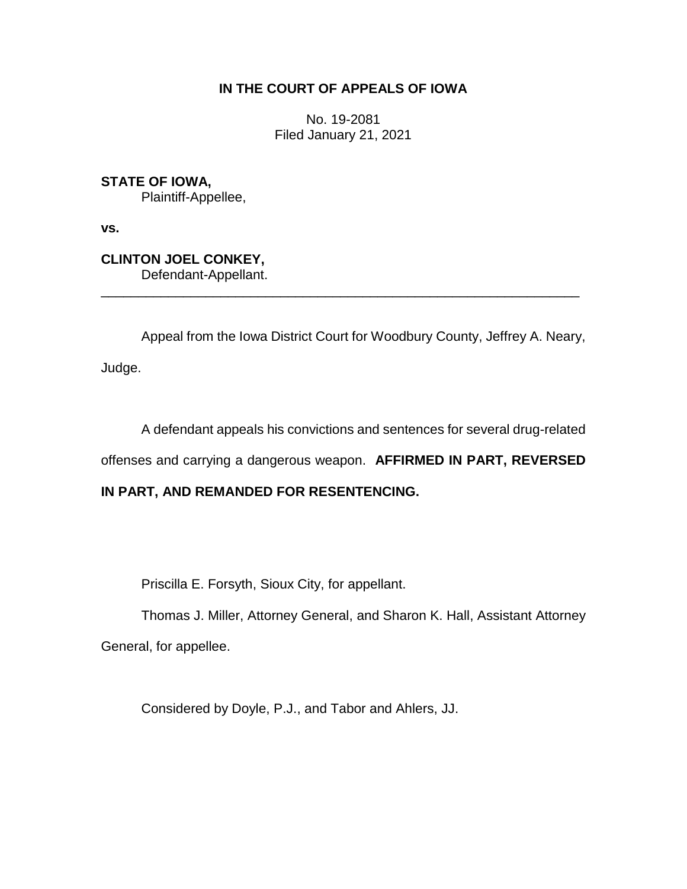**IN THE COURT OF APPEALS OF IOWA**

No. 19-2081
Filed January 21, 2021

**STATE OF IOWA,**
Plaintiff-Appellee,

**vs.**

**CLINTON JOEL CONKEY,**
Defendant-Appellant.

---

Appeal from the Iowa District Court for Woodbury County, Jeffrey A. Neary, Judge.

A defendant appeals his convictions and sentences for several drug-related offenses and carrying a dangerous weapon. **AFFIRMED IN PART, REVERSED IN PART, AND REMANDED FOR RESENTENCING.**

Priscilla E. Forsyth, Sioux City, for appellant.

Thomas J. Miller, Attorney General, and Sharon K. Hall, Assistant Attorney General, for appellee.

Considered by Doyle, P.J., and Tabor and Ahlers, JJ.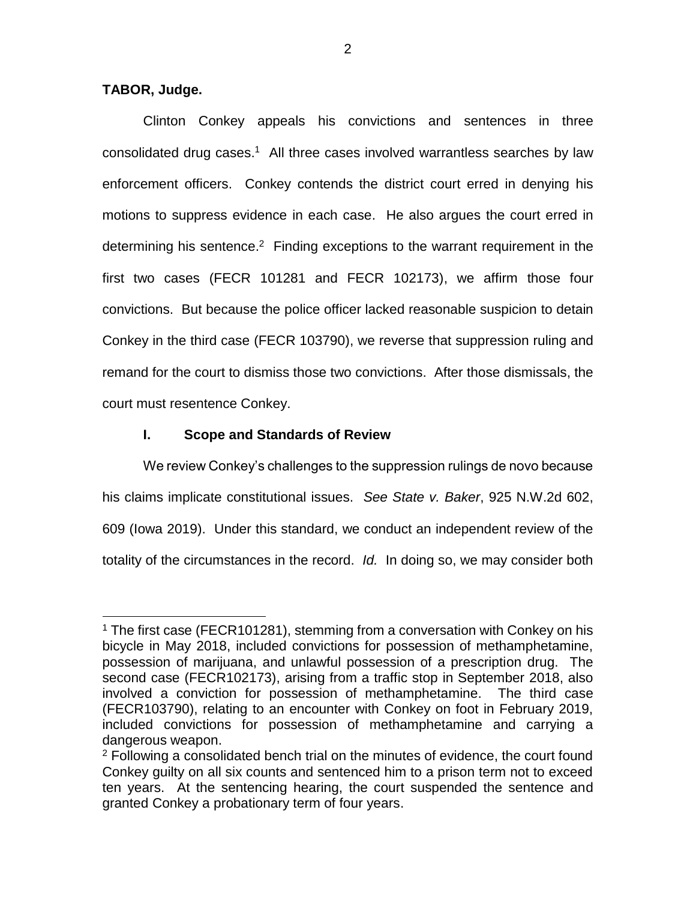**TABOR, Judge.**

Clinton Conkey appeals his convictions and sentences in three consolidated drug cases.[1] All three cases involved warrantless searches by law enforcement officers. Conkey contends the district court erred in denying his motions to suppress evidence in each case. He also argues the court erred in determining his sentence.[2] Finding exceptions to the warrant requirement in the first two cases (FECR 101281 and FECR 102173), we affirm those four convictions. But because the police officer lacked reasonable suspicion to detain Conkey in the third case (FECR 103790), we reverse that suppression ruling and remand for the court to dismiss those two convictions. After those dismissals, the court must resentence Conkey.

## I. Scope and Standards of Review

We review Conkey's challenges to the suppression rulings de novo because his claims implicate constitutional issues. *See State v. Baker*, 925 N.W.2d 602, 609 (Iowa 2019). Under this standard, we conduct an independent review of the totality of the circumstances in the record. *Id.* In doing so, we may consider both

---

[1] The first case (FECR101281), stemming from a conversation with Conkey on his bicycle in May 2018, included convictions for possession of methamphetamine, possession of marijuana, and unlawful possession of a prescription drug. The second case (FECR102173), arising from a traffic stop in September 2018, also involved a conviction for possession of methamphetamine. The third case (FECR103790), relating to an encounter with Conkey on foot in February 2019, included convictions for possession of methamphetamine and carrying a dangerous weapon.

[2] Following a consolidated bench trial on the minutes of evidence, the court found Conkey guilty on all six counts and sentenced him to a prison term not to exceed ten years. At the sentencing hearing, the court suspended the sentence and granted Conkey a probationary term of four years.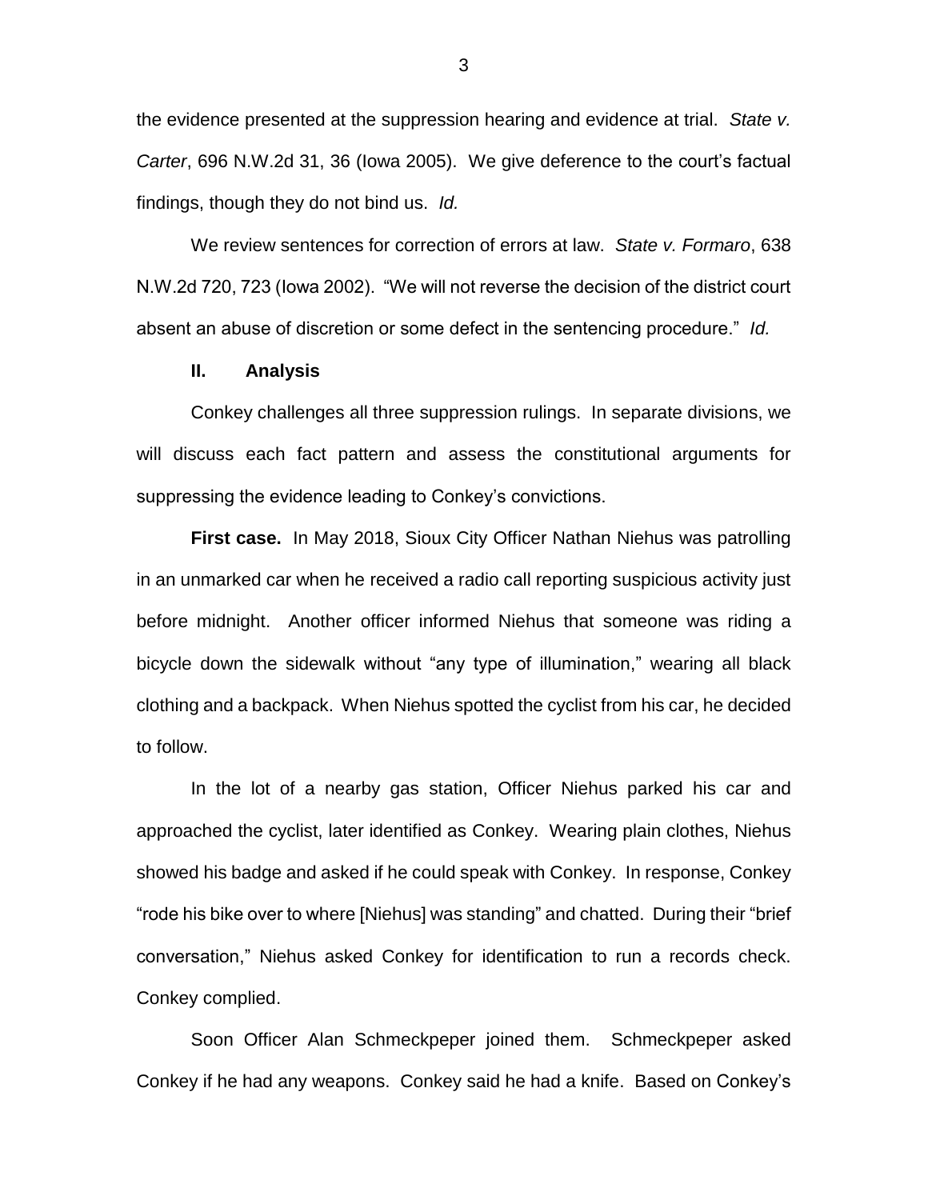the evidence presented at the suppression hearing and evidence at trial. *State v. Carter*, 696 N.W.2d 31, 36 (Iowa 2005). We give deference to the court's factual findings, though they do not bind us. *Id.*

We review sentences for correction of errors at law. *State v. Formaro*, 638 N.W.2d 720, 723 (Iowa 2002). "We will not reverse the decision of the district court absent an abuse of discretion or some defect in the sentencing procedure." *Id.*

## II. Analysis

Conkey challenges all three suppression rulings. In separate divisions, we will discuss each fact pattern and assess the constitutional arguments for suppressing the evidence leading to Conkey's convictions.

**First case.** In May 2018, Sioux City Officer Nathan Niehus was patrolling in an unmarked car when he received a radio call reporting suspicious activity just before midnight. Another officer informed Niehus that someone was riding a bicycle down the sidewalk without "any type of illumination," wearing all black clothing and a backpack. When Niehus spotted the cyclist from his car, he decided to follow.

In the lot of a nearby gas station, Officer Niehus parked his car and approached the cyclist, later identified as Conkey. Wearing plain clothes, Niehus showed his badge and asked if he could speak with Conkey. In response, Conkey "rode his bike over to where [Niehus] was standing" and chatted. During their "brief conversation," Niehus asked Conkey for identification to run a records check. Conkey complied.

Soon Officer Alan Schmeckpeper joined them. Schmeckpeper asked Conkey if he had any weapons. Conkey said he had a knife. Based on Conkey's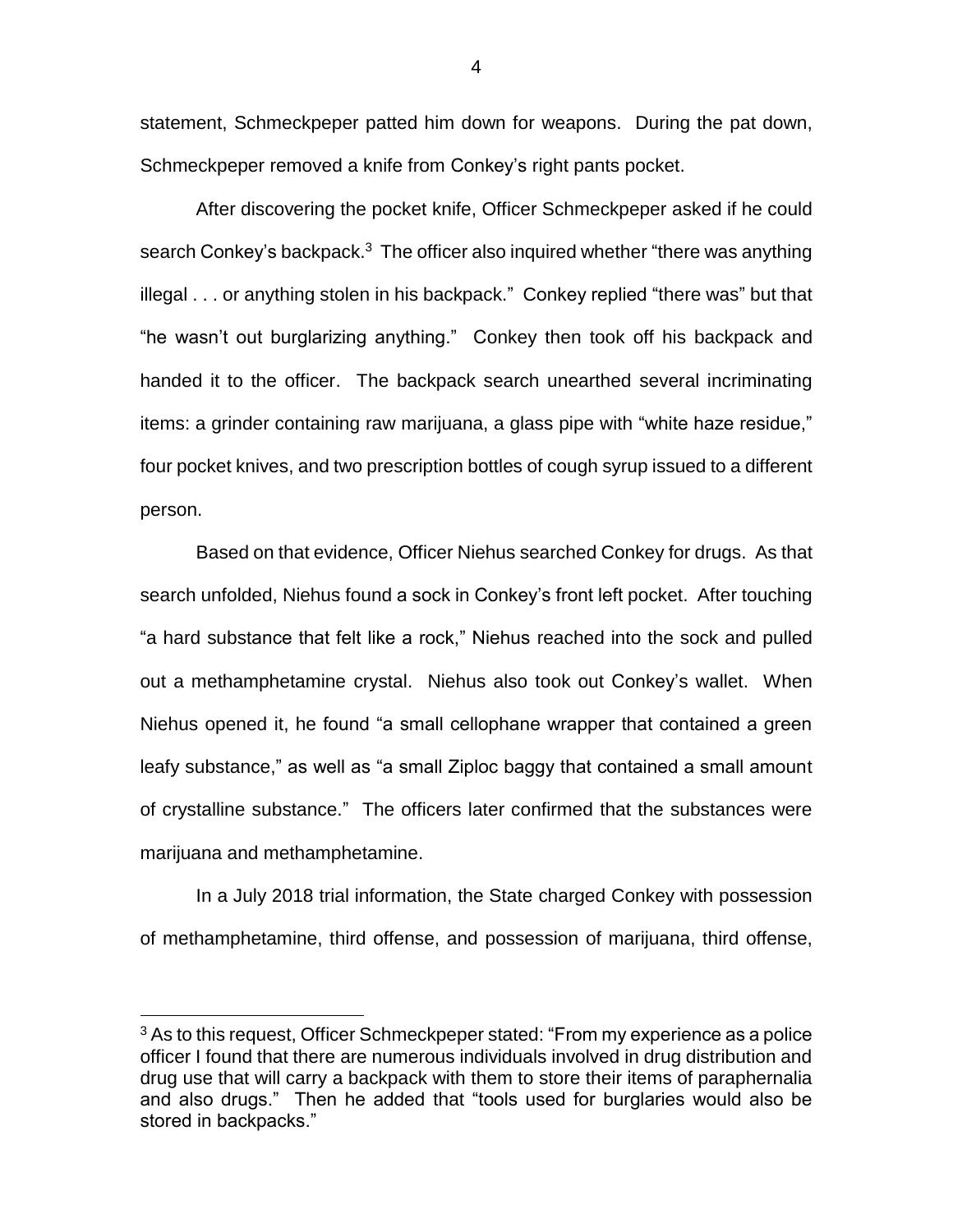statement, Schmeckpeper patted him down for weapons. During the pat down, Schmeckpeper removed a knife from Conkey's right pants pocket.

After discovering the pocket knife, Officer Schmeckpeper asked if he could search Conkey's backpack.[3] The officer also inquired whether "there was anything illegal . . . or anything stolen in his backpack." Conkey replied "there was" but that "he wasn't out burglarizing anything." Conkey then took off his backpack and handed it to the officer. The backpack search unearthed several incriminating items: a grinder containing raw marijuana, a glass pipe with "white haze residue," four pocket knives, and two prescription bottles of cough syrup issued to a different person.

Based on that evidence, Officer Niehus searched Conkey for drugs. As that search unfolded, Niehus found a sock in Conkey's front left pocket. After touching "a hard substance that felt like a rock," Niehus reached into the sock and pulled out a methamphetamine crystal. Niehus also took out Conkey's wallet. When Niehus opened it, he found "a small cellophane wrapper that contained a green leafy substance," as well as "a small Ziploc baggy that contained a small amount of crystalline substance." The officers later confirmed that the substances were marijuana and methamphetamine.

In a July 2018 trial information, the State charged Conkey with possession of methamphetamine, third offense, and possession of marijuana, third offense,

[3] As to this request, Officer Schmeckpeper stated: "From my experience as a police officer I found that there are numerous individuals involved in drug distribution and drug use that will carry a backpack with them to store their items of paraphernalia and also drugs." Then he added that "tools used for burglaries would also be stored in backpacks."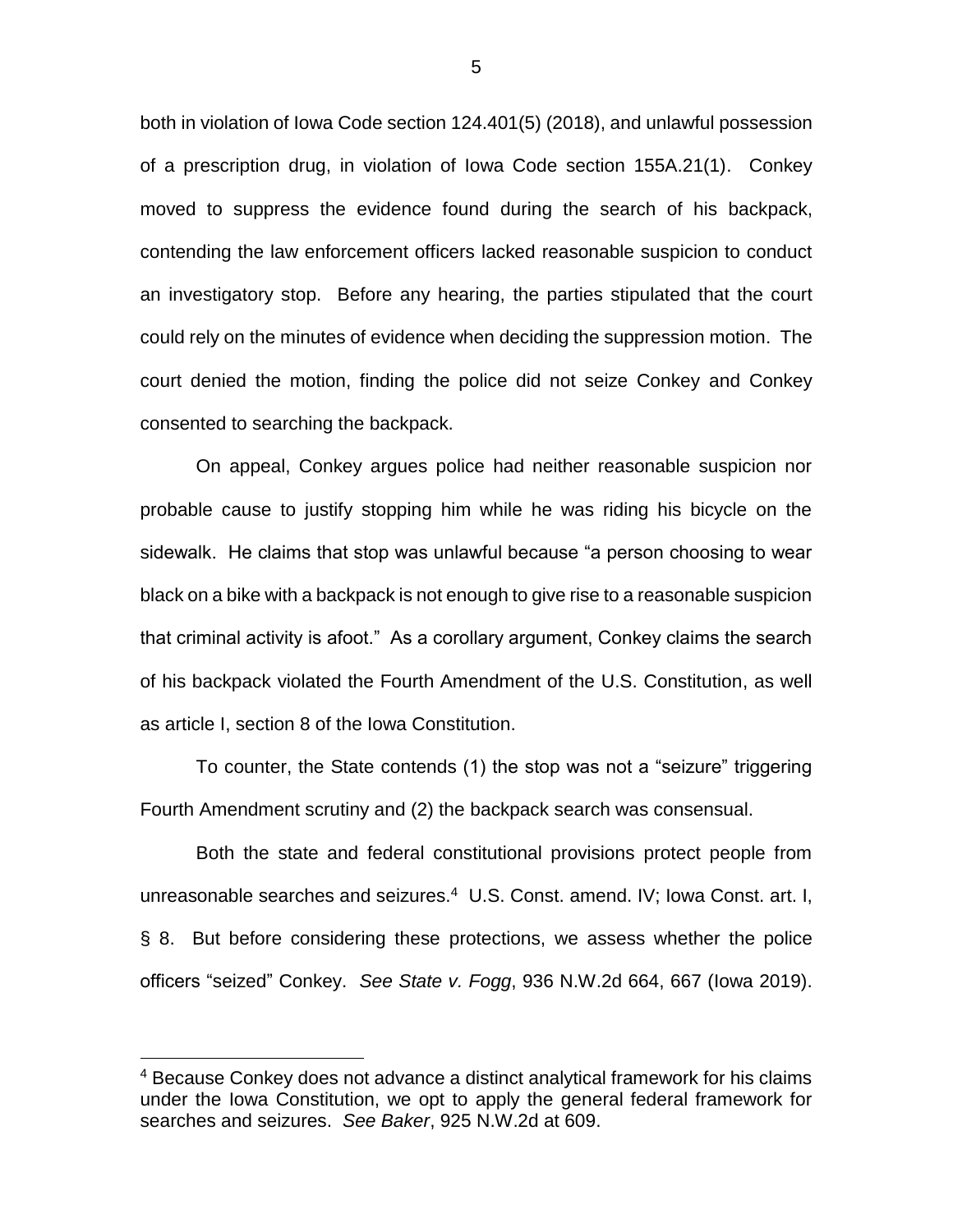both in violation of Iowa Code section 124.401(5) (2018), and unlawful possession of a prescription drug, in violation of Iowa Code section 155A.21(1). Conkey moved to suppress the evidence found during the search of his backpack, contending the law enforcement officers lacked reasonable suspicion to conduct an investigatory stop. Before any hearing, the parties stipulated that the court could rely on the minutes of evidence when deciding the suppression motion. The court denied the motion, finding the police did not seize Conkey and Conkey consented to searching the backpack.

On appeal, Conkey argues police had neither reasonable suspicion nor probable cause to justify stopping him while he was riding his bicycle on the sidewalk. He claims that stop was unlawful because "a person choosing to wear black on a bike with a backpack is not enough to give rise to a reasonable suspicion that criminal activity is afoot." As a corollary argument, Conkey claims the search of his backpack violated the Fourth Amendment of the U.S. Constitution, as well as article I, section 8 of the Iowa Constitution.

To counter, the State contends (1) the stop was not a "seizure" triggering Fourth Amendment scrutiny and (2) the backpack search was consensual.

Both the state and federal constitutional provisions protect people from unreasonable searches and seizures.[4] U.S. Const. amend. IV; Iowa Const. art. I, § 8. But before considering these protections, we assess whether the police officers "seized" Conkey. *See State v. Fogg*, 936 N.W.2d 664, 667 (Iowa 2019).

[4] Because Conkey does not advance a distinct analytical framework for his claims under the Iowa Constitution, we opt to apply the general federal framework for searches and seizures. *See Baker*, 925 N.W.2d at 609.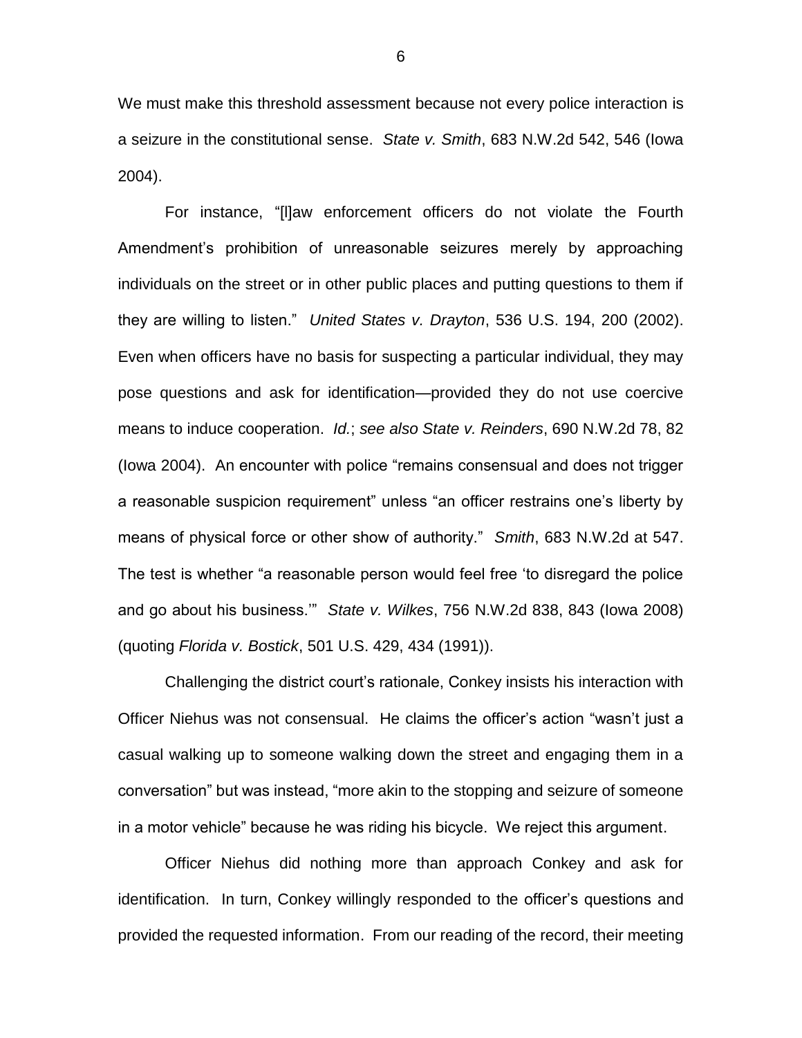We must make this threshold assessment because not every police interaction is a seizure in the constitutional sense. *State v. Smith*, 683 N.W.2d 542, 546 (Iowa 2004).

For instance, "[l]aw enforcement officers do not violate the Fourth Amendment's prohibition of unreasonable seizures merely by approaching individuals on the street or in other public places and putting questions to them if they are willing to listen." *United States v. Drayton*, 536 U.S. 194, 200 (2002). Even when officers have no basis for suspecting a particular individual, they may pose questions and ask for identification—provided they do not use coercive means to induce cooperation. *Id.*; *see also State v. Reinders*, 690 N.W.2d 78, 82 (Iowa 2004). An encounter with police "remains consensual and does not trigger a reasonable suspicion requirement" unless "an officer restrains one's liberty by means of physical force or other show of authority." *Smith*, 683 N.W.2d at 547. The test is whether "a reasonable person would feel free 'to disregard the police and go about his business.'" *State v. Wilkes*, 756 N.W.2d 838, 843 (Iowa 2008) (quoting *Florida v. Bostick*, 501 U.S. 429, 434 (1991)).

Challenging the district court's rationale, Conkey insists his interaction with Officer Niehus was not consensual. He claims the officer's action "wasn't just a casual walking up to someone walking down the street and engaging them in a conversation" but was instead, "more akin to the stopping and seizure of someone in a motor vehicle" because he was riding his bicycle. We reject this argument.

Officer Niehus did nothing more than approach Conkey and ask for identification. In turn, Conkey willingly responded to the officer's questions and provided the requested information. From our reading of the record, their meeting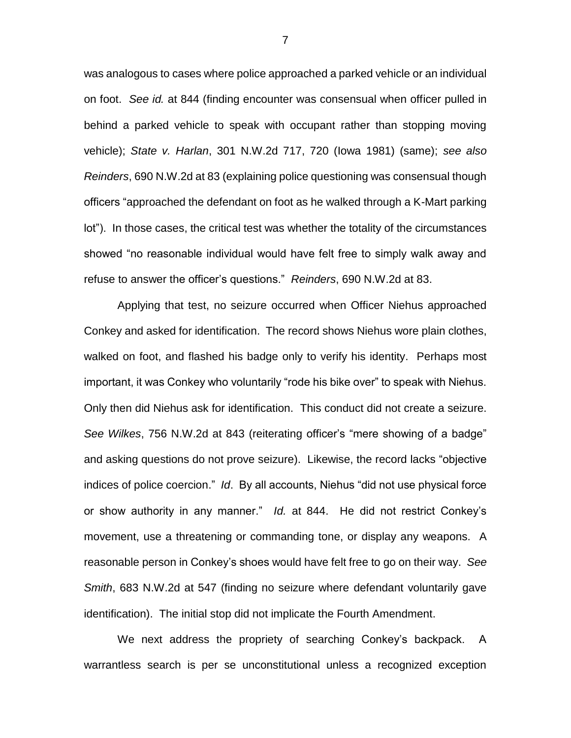was analogous to cases where police approached a parked vehicle or an individual on foot. *See id.* at 844 (finding encounter was consensual when officer pulled in behind a parked vehicle to speak with occupant rather than stopping moving vehicle); *State v. Harlan*, 301 N.W.2d 717, 720 (Iowa 1981) (same); *see also Reinders*, 690 N.W.2d at 83 (explaining police questioning was consensual though officers "approached the defendant on foot as he walked through a K-Mart parking lot"). In those cases, the critical test was whether the totality of the circumstances showed "no reasonable individual would have felt free to simply walk away and refuse to answer the officer's questions." *Reinders*, 690 N.W.2d at 83.

Applying that test, no seizure occurred when Officer Niehus approached Conkey and asked for identification. The record shows Niehus wore plain clothes, walked on foot, and flashed his badge only to verify his identity. Perhaps most important, it was Conkey who voluntarily "rode his bike over" to speak with Niehus. Only then did Niehus ask for identification. This conduct did not create a seizure. *See Wilkes*, 756 N.W.2d at 843 (reiterating officer's "mere showing of a badge" and asking questions do not prove seizure). Likewise, the record lacks "objective indices of police coercion." *Id*. By all accounts, Niehus "did not use physical force or show authority in any manner." *Id.* at 844. He did not restrict Conkey's movement, use a threatening or commanding tone, or display any weapons. A reasonable person in Conkey's shoes would have felt free to go on their way. *See Smith*, 683 N.W.2d at 547 (finding no seizure where defendant voluntarily gave identification). The initial stop did not implicate the Fourth Amendment.

We next address the propriety of searching Conkey's backpack. A warrantless search is per se unconstitutional unless a recognized exception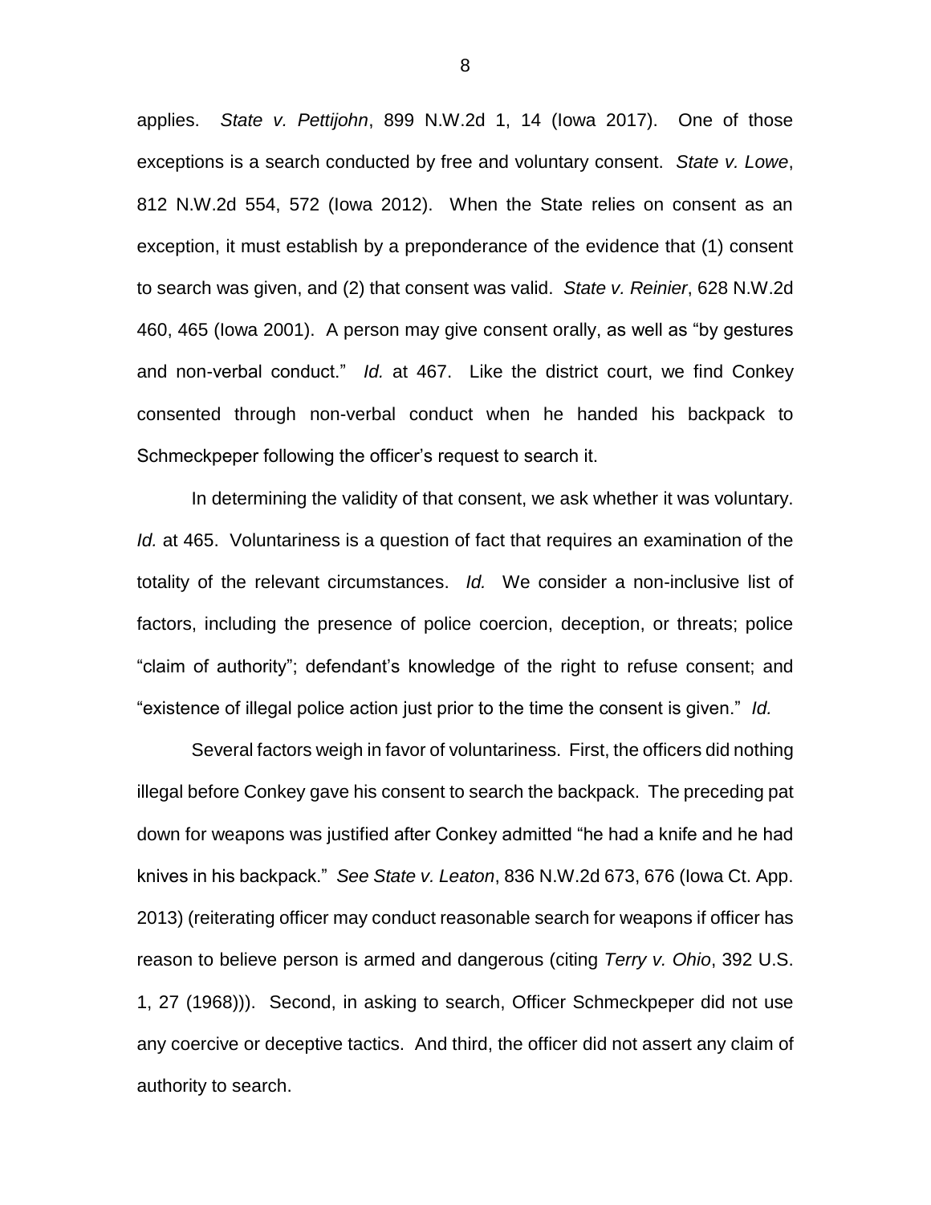applies. *State v. Pettijohn*, 899 N.W.2d 1, 14 (Iowa 2017). One of those exceptions is a search conducted by free and voluntary consent. *State v. Lowe*, 812 N.W.2d 554, 572 (Iowa 2012). When the State relies on consent as an exception, it must establish by a preponderance of the evidence that (1) consent to search was given, and (2) that consent was valid. *State v. Reinier*, 628 N.W.2d 460, 465 (Iowa 2001). A person may give consent orally, as well as "by gestures and non-verbal conduct." *Id.* at 467. Like the district court, we find Conkey consented through non-verbal conduct when he handed his backpack to Schmeckpeper following the officer's request to search it.

In determining the validity of that consent, we ask whether it was voluntary. *Id.* at 465. Voluntariness is a question of fact that requires an examination of the totality of the relevant circumstances. *Id.* We consider a non-inclusive list of factors, including the presence of police coercion, deception, or threats; police "claim of authority"; defendant's knowledge of the right to refuse consent; and "existence of illegal police action just prior to the time the consent is given." *Id.*

Several factors weigh in favor of voluntariness. First, the officers did nothing illegal before Conkey gave his consent to search the backpack. The preceding pat down for weapons was justified after Conkey admitted "he had a knife and he had knives in his backpack." *See State v. Leaton*, 836 N.W.2d 673, 676 (Iowa Ct. App. 2013) (reiterating officer may conduct reasonable search for weapons if officer has reason to believe person is armed and dangerous (citing *Terry v. Ohio*, 392 U.S. 1, 27 (1968))). Second, in asking to search, Officer Schmeckpeper did not use any coercive or deceptive tactics. And third, the officer did not assert any claim of authority to search.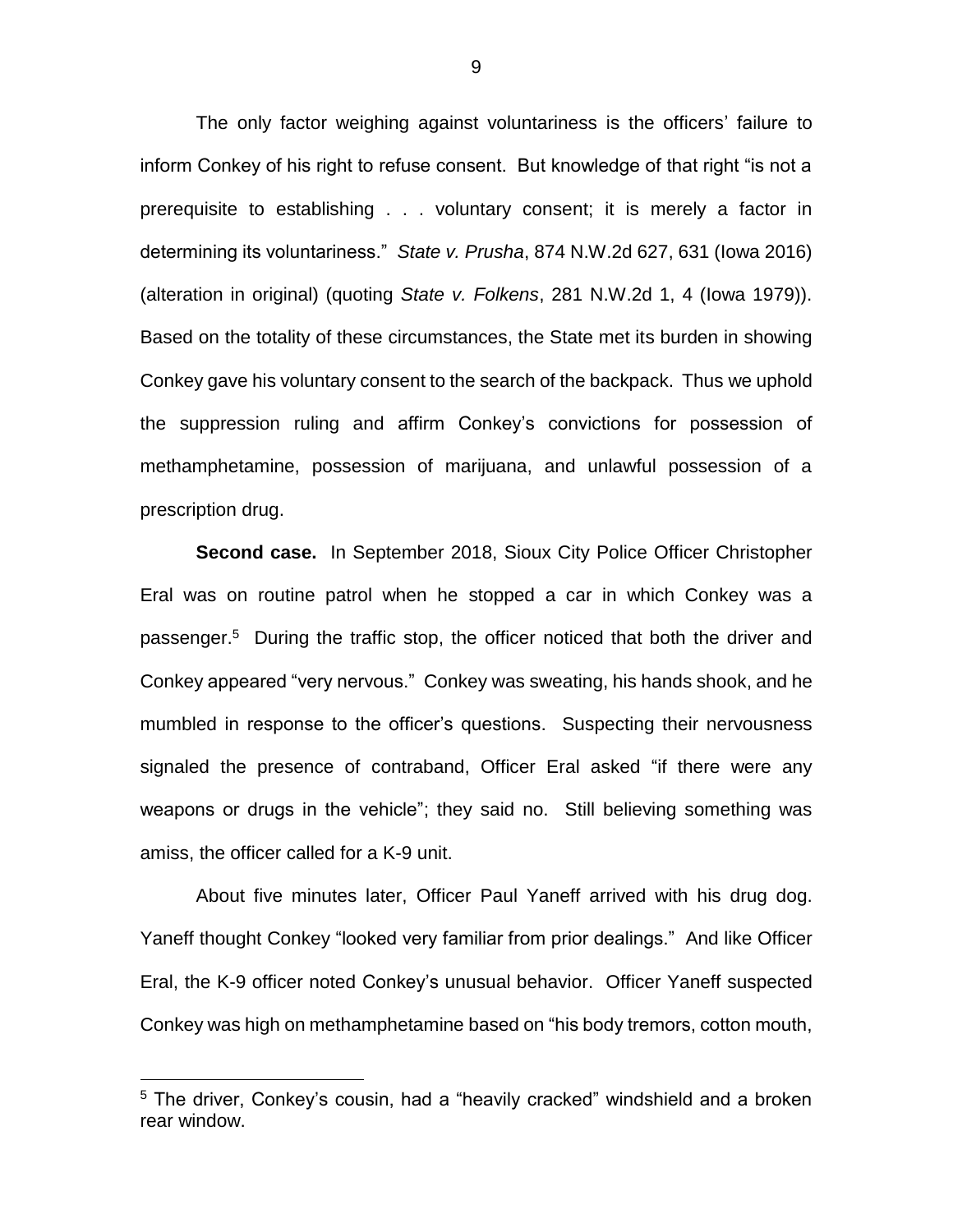The only factor weighing against voluntariness is the officers' failure to inform Conkey of his right to refuse consent. But knowledge of that right "is not a prerequisite to establishing . . . voluntary consent; it is merely a factor in determining its voluntariness." *State v. Prusha*, 874 N.W.2d 627, 631 (Iowa 2016) (alteration in original) (quoting *State v. Folkens*, 281 N.W.2d 1, 4 (Iowa 1979)). Based on the totality of these circumstances, the State met its burden in showing Conkey gave his voluntary consent to the search of the backpack. Thus we uphold the suppression ruling and affirm Conkey's convictions for possession of methamphetamine, possession of marijuana, and unlawful possession of a prescription drug.

**Second case.** In September 2018, Sioux City Police Officer Christopher Eral was on routine patrol when he stopped a car in which Conkey was a passenger.[5] During the traffic stop, the officer noticed that both the driver and Conkey appeared "very nervous." Conkey was sweating, his hands shook, and he mumbled in response to the officer's questions. Suspecting their nervousness signaled the presence of contraband, Officer Eral asked "if there were any weapons or drugs in the vehicle"; they said no. Still believing something was amiss, the officer called for a K-9 unit.

About five minutes later, Officer Paul Yaneff arrived with his drug dog. Yaneff thought Conkey "looked very familiar from prior dealings." And like Officer Eral, the K-9 officer noted Conkey's unusual behavior. Officer Yaneff suspected Conkey was high on methamphetamine based on "his body tremors, cotton mouth,

[5] The driver, Conkey's cousin, had a "heavily cracked" windshield and a broken rear window.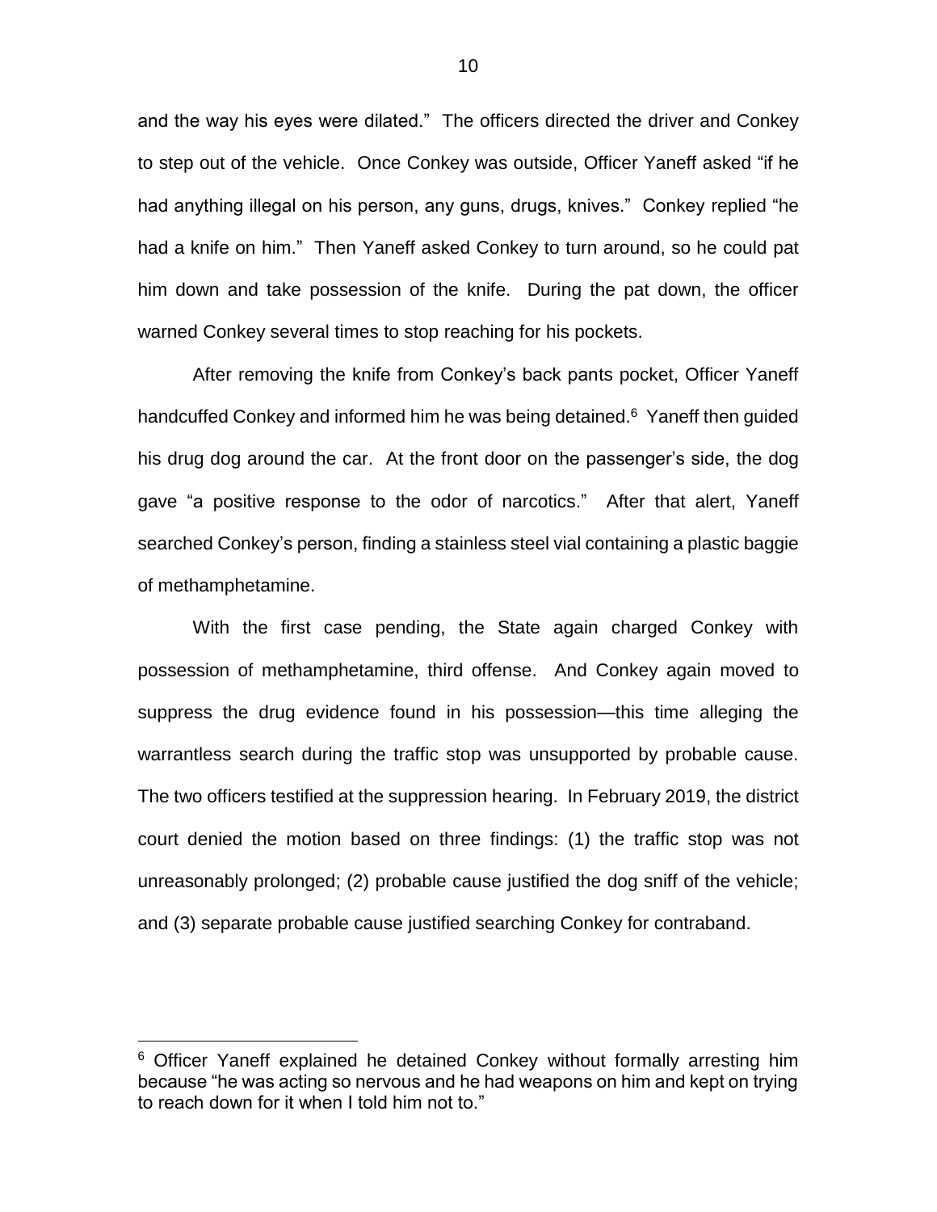and the way his eyes were dilated." The officers directed the driver and Conkey to step out of the vehicle. Once Conkey was outside, Officer Yaneff asked "if he had anything illegal on his person, any guns, drugs, knives." Conkey replied "he had a knife on him." Then Yaneff asked Conkey to turn around, so he could pat him down and take possession of the knife. During the pat down, the officer warned Conkey several times to stop reaching for his pockets.

After removing the knife from Conkey's back pants pocket, Officer Yaneff handcuffed Conkey and informed him he was being detained.[6] Yaneff then guided his drug dog around the car. At the front door on the passenger's side, the dog gave "a positive response to the odor of narcotics." After that alert, Yaneff searched Conkey's person, finding a stainless steel vial containing a plastic baggie of methamphetamine.

With the first case pending, the State again charged Conkey with possession of methamphetamine, third offense. And Conkey again moved to suppress the drug evidence found in his possession—this time alleging the warrantless search during the traffic stop was unsupported by probable cause. The two officers testified at the suppression hearing. In February 2019, the district court denied the motion based on three findings: (1) the traffic stop was not unreasonably prolonged; (2) probable cause justified the dog sniff of the vehicle; and (3) separate probable cause justified searching Conkey for contraband.

---

[6] Officer Yaneff explained he detained Conkey without formally arresting him because "he was acting so nervous and he had weapons on him and kept on trying to reach down for it when I told him not to."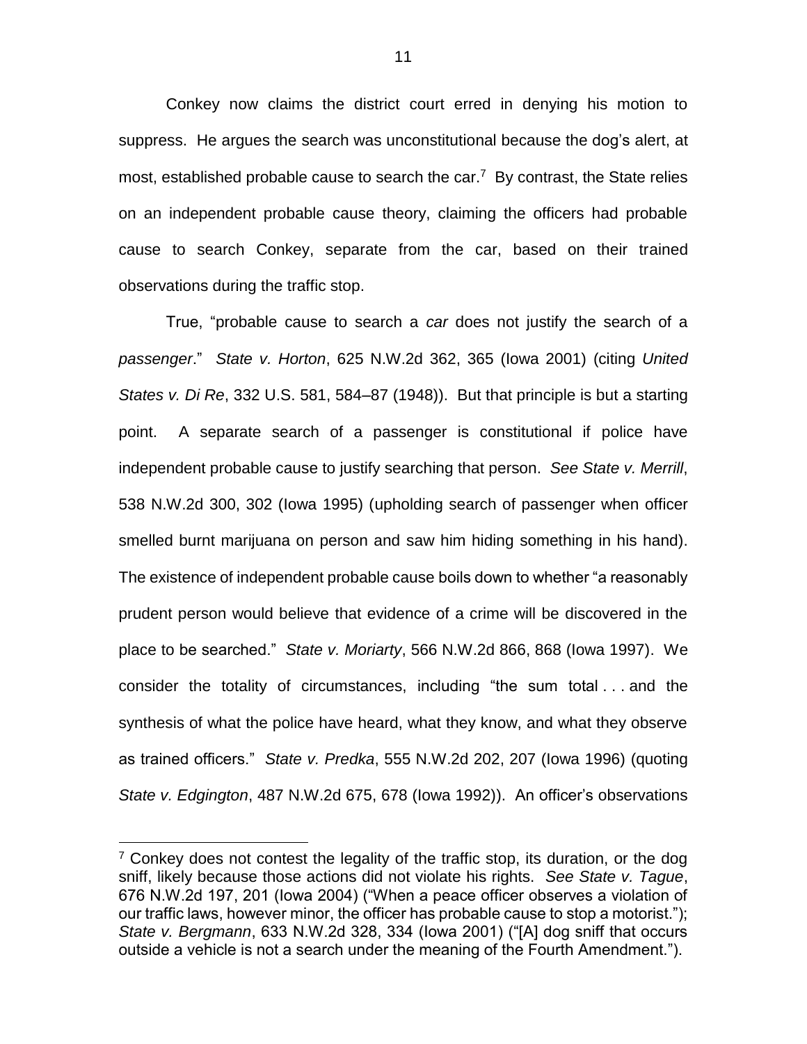Conkey now claims the district court erred in denying his motion to suppress. He argues the search was unconstitutional because the dog's alert, at most, established probable cause to search the car.[7] By contrast, the State relies on an independent probable cause theory, claiming the officers had probable cause to search Conkey, separate from the car, based on their trained observations during the traffic stop.

True, "probable cause to search a *car* does not justify the search of a *passenger*." *State v. Horton*, 625 N.W.2d 362, 365 (Iowa 2001) (citing *United States v. Di Re*, 332 U.S. 581, 584–87 (1948)). But that principle is but a starting point. A separate search of a passenger is constitutional if police have independent probable cause to justify searching that person. *See State v. Merrill*, 538 N.W.2d 300, 302 (Iowa 1995) (upholding search of passenger when officer smelled burnt marijuana on person and saw him hiding something in his hand). The existence of independent probable cause boils down to whether "a reasonably prudent person would believe that evidence of a crime will be discovered in the place to be searched." *State v. Moriarty*, 566 N.W.2d 866, 868 (Iowa 1997). We consider the totality of circumstances, including "the sum total . . . and the synthesis of what the police have heard, what they know, and what they observe as trained officers." *State v. Predka*, 555 N.W.2d 202, 207 (Iowa 1996) (quoting *State v. Edgington*, 487 N.W.2d 675, 678 (Iowa 1992)). An officer's observations

[7] Conkey does not contest the legality of the traffic stop, its duration, or the dog sniff, likely because those actions did not violate his rights. *See State v. Tague*, 676 N.W.2d 197, 201 (Iowa 2004) ("When a peace officer observes a violation of our traffic laws, however minor, the officer has probable cause to stop a motorist."); *State v. Bergmann*, 633 N.W.2d 328, 334 (Iowa 2001) ("[A] dog sniff that occurs outside a vehicle is not a search under the meaning of the Fourth Amendment.").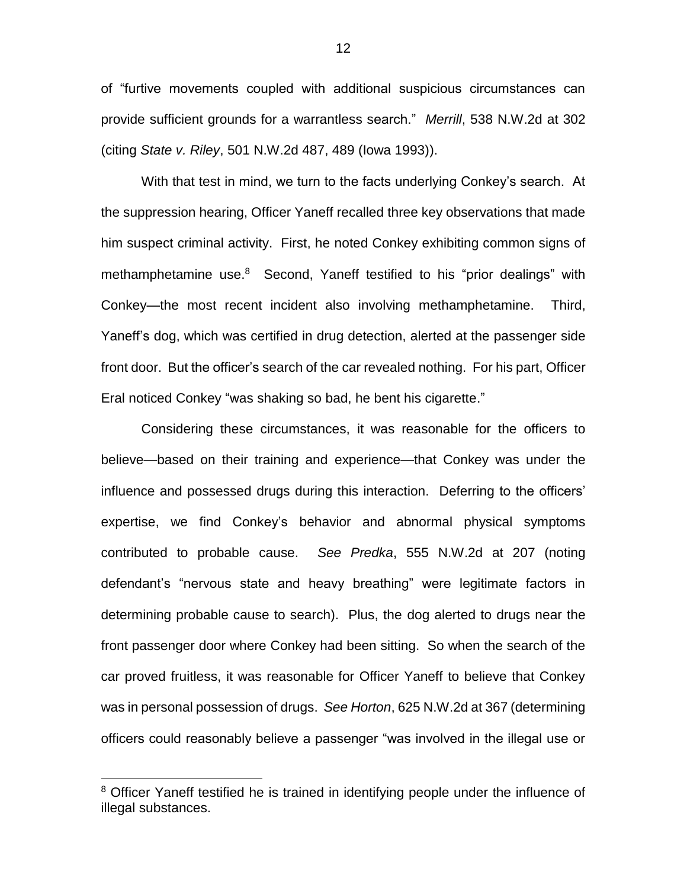of "furtive movements coupled with additional suspicious circumstances can provide sufficient grounds for a warrantless search." *Merrill*, 538 N.W.2d at 302 (citing *State v. Riley*, 501 N.W.2d 487, 489 (Iowa 1993)).

With that test in mind, we turn to the facts underlying Conkey's search. At the suppression hearing, Officer Yaneff recalled three key observations that made him suspect criminal activity. First, he noted Conkey exhibiting common signs of methamphetamine use.[8] Second, Yaneff testified to his "prior dealings" with Conkey—the most recent incident also involving methamphetamine. Third, Yaneff's dog, which was certified in drug detection, alerted at the passenger side front door. But the officer's search of the car revealed nothing. For his part, Officer Eral noticed Conkey "was shaking so bad, he bent his cigarette."

Considering these circumstances, it was reasonable for the officers to believe—based on their training and experience—that Conkey was under the influence and possessed drugs during this interaction. Deferring to the officers' expertise, we find Conkey's behavior and abnormal physical symptoms contributed to probable cause. *See Predka*, 555 N.W.2d at 207 (noting defendant's "nervous state and heavy breathing" were legitimate factors in determining probable cause to search). Plus, the dog alerted to drugs near the front passenger door where Conkey had been sitting. So when the search of the car proved fruitless, it was reasonable for Officer Yaneff to believe that Conkey was in personal possession of drugs. *See Horton*, 625 N.W.2d at 367 (determining officers could reasonably believe a passenger "was involved in the illegal use or

[8] Officer Yaneff testified he is trained in identifying people under the influence of illegal substances.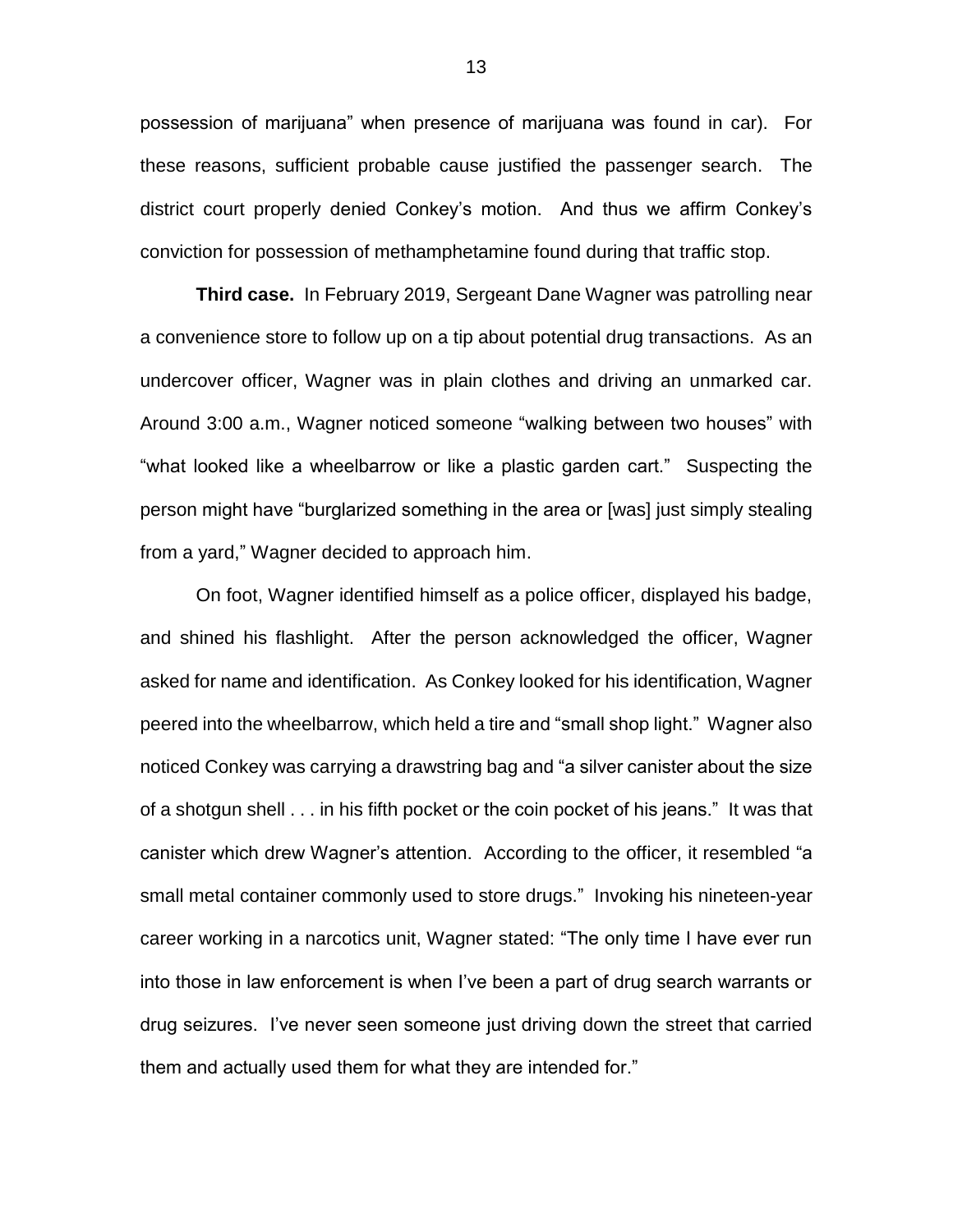possession of marijuana" when presence of marijuana was found in car). For these reasons, sufficient probable cause justified the passenger search. The district court properly denied Conkey's motion. And thus we affirm Conkey's conviction for possession of methamphetamine found during that traffic stop.

**Third case.** In February 2019, Sergeant Dane Wagner was patrolling near a convenience store to follow up on a tip about potential drug transactions. As an undercover officer, Wagner was in plain clothes and driving an unmarked car. Around 3:00 a.m., Wagner noticed someone "walking between two houses" with "what looked like a wheelbarrow or like a plastic garden cart." Suspecting the person might have "burglarized something in the area or [was] just simply stealing from a yard," Wagner decided to approach him.

On foot, Wagner identified himself as a police officer, displayed his badge, and shined his flashlight. After the person acknowledged the officer, Wagner asked for name and identification. As Conkey looked for his identification, Wagner peered into the wheelbarrow, which held a tire and "small shop light." Wagner also noticed Conkey was carrying a drawstring bag and "a silver canister about the size of a shotgun shell . . . in his fifth pocket or the coin pocket of his jeans." It was that canister which drew Wagner's attention. According to the officer, it resembled "a small metal container commonly used to store drugs." Invoking his nineteen-year career working in a narcotics unit, Wagner stated: "The only time I have ever run into those in law enforcement is when I've been a part of drug search warrants or drug seizures. I've never seen someone just driving down the street that carried them and actually used them for what they are intended for."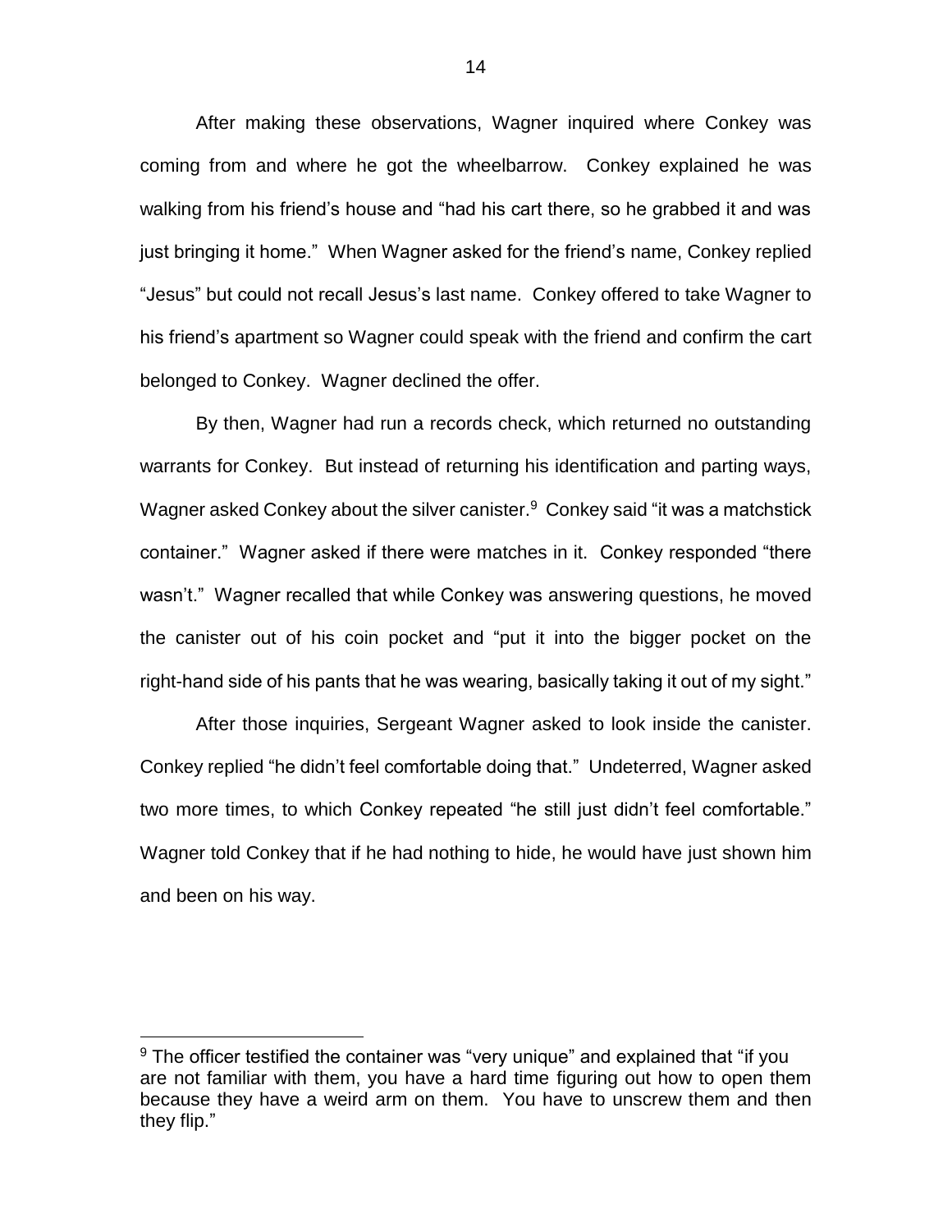After making these observations, Wagner inquired where Conkey was coming from and where he got the wheelbarrow. Conkey explained he was walking from his friend's house and "had his cart there, so he grabbed it and was just bringing it home." When Wagner asked for the friend's name, Conkey replied "Jesus" but could not recall Jesus's last name. Conkey offered to take Wagner to his friend's apartment so Wagner could speak with the friend and confirm the cart belonged to Conkey. Wagner declined the offer.

By then, Wagner had run a records check, which returned no outstanding warrants for Conkey. But instead of returning his identification and parting ways, Wagner asked Conkey about the silver canister.[9] Conkey said "it was a matchstick container." Wagner asked if there were matches in it. Conkey responded "there wasn't." Wagner recalled that while Conkey was answering questions, he moved the canister out of his coin pocket and "put it into the bigger pocket on the right-hand side of his pants that he was wearing, basically taking it out of my sight."

After those inquiries, Sergeant Wagner asked to look inside the canister. Conkey replied "he didn't feel comfortable doing that." Undeterred, Wagner asked two more times, to which Conkey repeated "he still just didn't feel comfortable." Wagner told Conkey that if he had nothing to hide, he would have just shown him and been on his way.

---

[9] The officer testified the container was "very unique" and explained that "if you are not familiar with them, you have a hard time figuring out how to open them because they have a weird arm on them. You have to unscrew them and then they flip."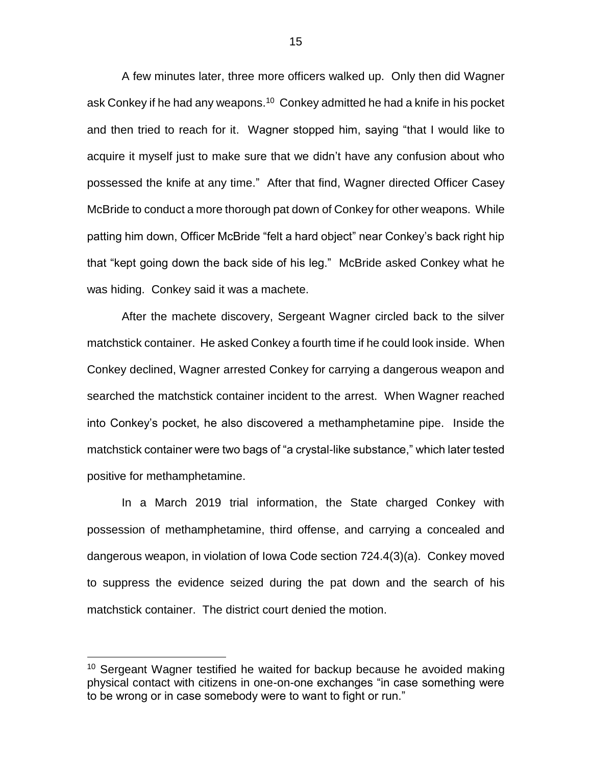A few minutes later, three more officers walked up. Only then did Wagner ask Conkey if he had any weapons.[10] Conkey admitted he had a knife in his pocket and then tried to reach for it. Wagner stopped him, saying "that I would like to acquire it myself just to make sure that we didn't have any confusion about who possessed the knife at any time." After that find, Wagner directed Officer Casey McBride to conduct a more thorough pat down of Conkey for other weapons. While patting him down, Officer McBride "felt a hard object" near Conkey's back right hip that "kept going down the back side of his leg." McBride asked Conkey what he was hiding. Conkey said it was a machete.

After the machete discovery, Sergeant Wagner circled back to the silver matchstick container. He asked Conkey a fourth time if he could look inside. When Conkey declined, Wagner arrested Conkey for carrying a dangerous weapon and searched the matchstick container incident to the arrest. When Wagner reached into Conkey's pocket, he also discovered a methamphetamine pipe. Inside the matchstick container were two bags of "a crystal-like substance," which later tested positive for methamphetamine.

In a March 2019 trial information, the State charged Conkey with possession of methamphetamine, third offense, and carrying a concealed and dangerous weapon, in violation of Iowa Code section 724.4(3)(a). Conkey moved to suppress the evidence seized during the pat down and the search of his matchstick container. The district court denied the motion.

---

[10] Sergeant Wagner testified he waited for backup because he avoided making physical contact with citizens in one-on-one exchanges "in case something were to be wrong or in case somebody were to want to fight or run."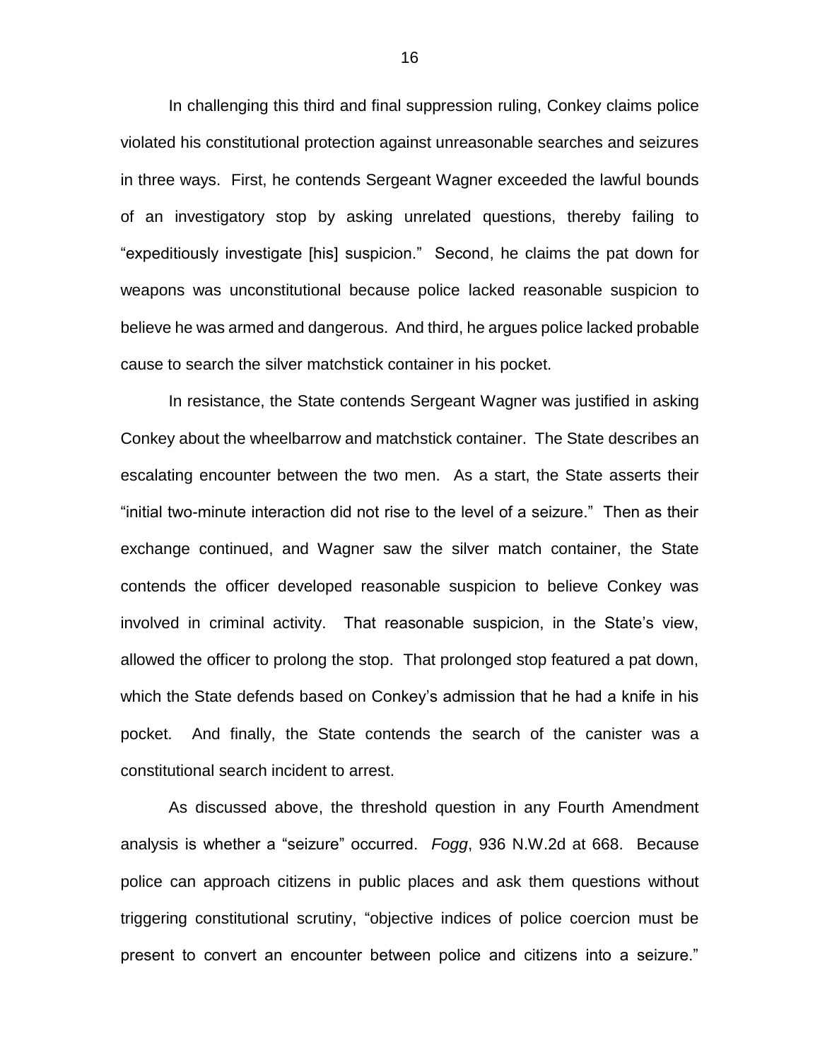In challenging this third and final suppression ruling, Conkey claims police violated his constitutional protection against unreasonable searches and seizures in three ways. First, he contends Sergeant Wagner exceeded the lawful bounds of an investigatory stop by asking unrelated questions, thereby failing to "expeditiously investigate [his] suspicion." Second, he claims the pat down for weapons was unconstitutional because police lacked reasonable suspicion to believe he was armed and dangerous. And third, he argues police lacked probable cause to search the silver matchstick container in his pocket.

In resistance, the State contends Sergeant Wagner was justified in asking Conkey about the wheelbarrow and matchstick container. The State describes an escalating encounter between the two men. As a start, the State asserts their "initial two-minute interaction did not rise to the level of a seizure." Then as their exchange continued, and Wagner saw the silver match container, the State contends the officer developed reasonable suspicion to believe Conkey was involved in criminal activity. That reasonable suspicion, in the State's view, allowed the officer to prolong the stop. That prolonged stop featured a pat down, which the State defends based on Conkey's admission that he had a knife in his pocket. And finally, the State contends the search of the canister was a constitutional search incident to arrest.

As discussed above, the threshold question in any Fourth Amendment analysis is whether a "seizure" occurred. *Fogg*, 936 N.W.2d at 668. Because police can approach citizens in public places and ask them questions without triggering constitutional scrutiny, "objective indices of police coercion must be present to convert an encounter between police and citizens into a seizure."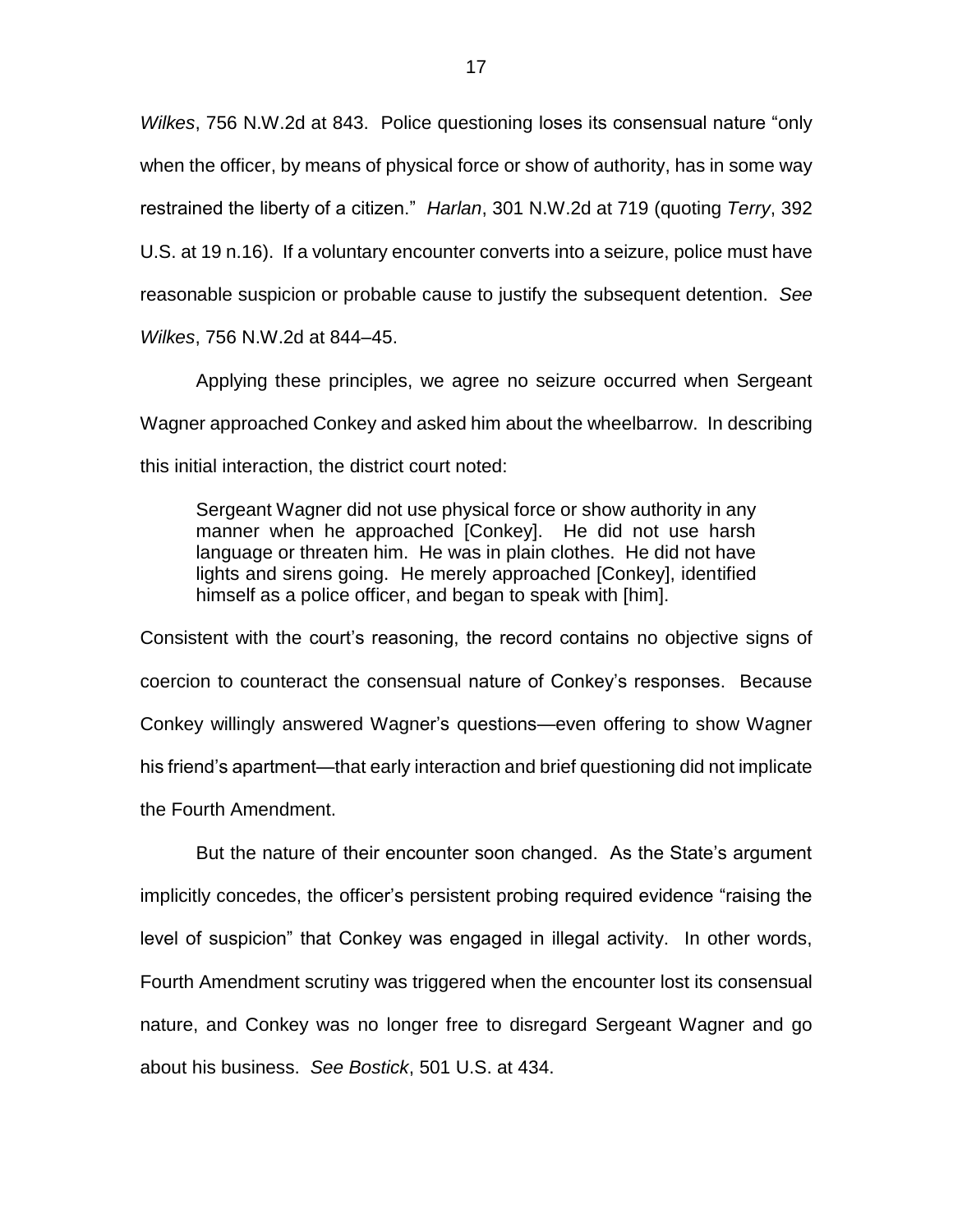*Wilkes*, 756 N.W.2d at 843. Police questioning loses its consensual nature "only when the officer, by means of physical force or show of authority, has in some way restrained the liberty of a citizen." *Harlan*, 301 N.W.2d at 719 (quoting *Terry*, 392 U.S. at 19 n.16). If a voluntary encounter converts into a seizure, police must have reasonable suspicion or probable cause to justify the subsequent detention. *See Wilkes*, 756 N.W.2d at 844–45.

Applying these principles, we agree no seizure occurred when Sergeant Wagner approached Conkey and asked him about the wheelbarrow. In describing this initial interaction, the district court noted:

> Sergeant Wagner did not use physical force or show authority in any manner when he approached [Conkey]. He did not use harsh language or threaten him. He was in plain clothes. He did not have lights and sirens going. He merely approached [Conkey], identified himself as a police officer, and began to speak with [him].

Consistent with the court's reasoning, the record contains no objective signs of coercion to counteract the consensual nature of Conkey's responses. Because Conkey willingly answered Wagner's questions—even offering to show Wagner his friend's apartment—that early interaction and brief questioning did not implicate the Fourth Amendment.

But the nature of their encounter soon changed. As the State's argument implicitly concedes, the officer's persistent probing required evidence "raising the level of suspicion" that Conkey was engaged in illegal activity. In other words, Fourth Amendment scrutiny was triggered when the encounter lost its consensual nature, and Conkey was no longer free to disregard Sergeant Wagner and go about his business. *See Bostick*, 501 U.S. at 434.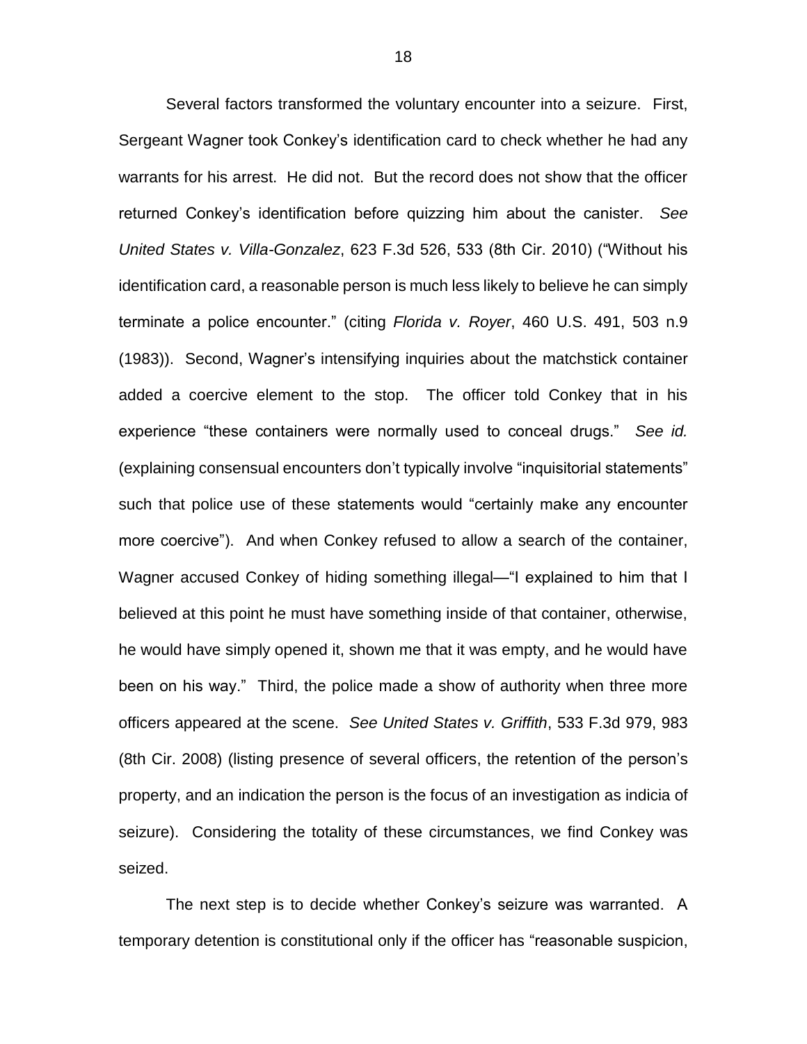Several factors transformed the voluntary encounter into a seizure. First, Sergeant Wagner took Conkey's identification card to check whether he had any warrants for his arrest. He did not. But the record does not show that the officer returned Conkey's identification before quizzing him about the canister. *See United States v. Villa-Gonzalez*, 623 F.3d 526, 533 (8th Cir. 2010) ("Without his identification card, a reasonable person is much less likely to believe he can simply terminate a police encounter." (citing *Florida v. Royer*, 460 U.S. 491, 503 n.9 (1983)). Second, Wagner's intensifying inquiries about the matchstick container added a coercive element to the stop. The officer told Conkey that in his experience "these containers were normally used to conceal drugs." *See id.* (explaining consensual encounters don't typically involve "inquisitorial statements" such that police use of these statements would "certainly make any encounter more coercive"). And when Conkey refused to allow a search of the container, Wagner accused Conkey of hiding something illegal—"I explained to him that I believed at this point he must have something inside of that container, otherwise, he would have simply opened it, shown me that it was empty, and he would have been on his way." Third, the police made a show of authority when three more officers appeared at the scene. *See United States v. Griffith*, 533 F.3d 979, 983 (8th Cir. 2008) (listing presence of several officers, the retention of the person's property, and an indication the person is the focus of an investigation as indicia of seizure). Considering the totality of these circumstances, we find Conkey was seized.

The next step is to decide whether Conkey's seizure was warranted. A temporary detention is constitutional only if the officer has "reasonable suspicion,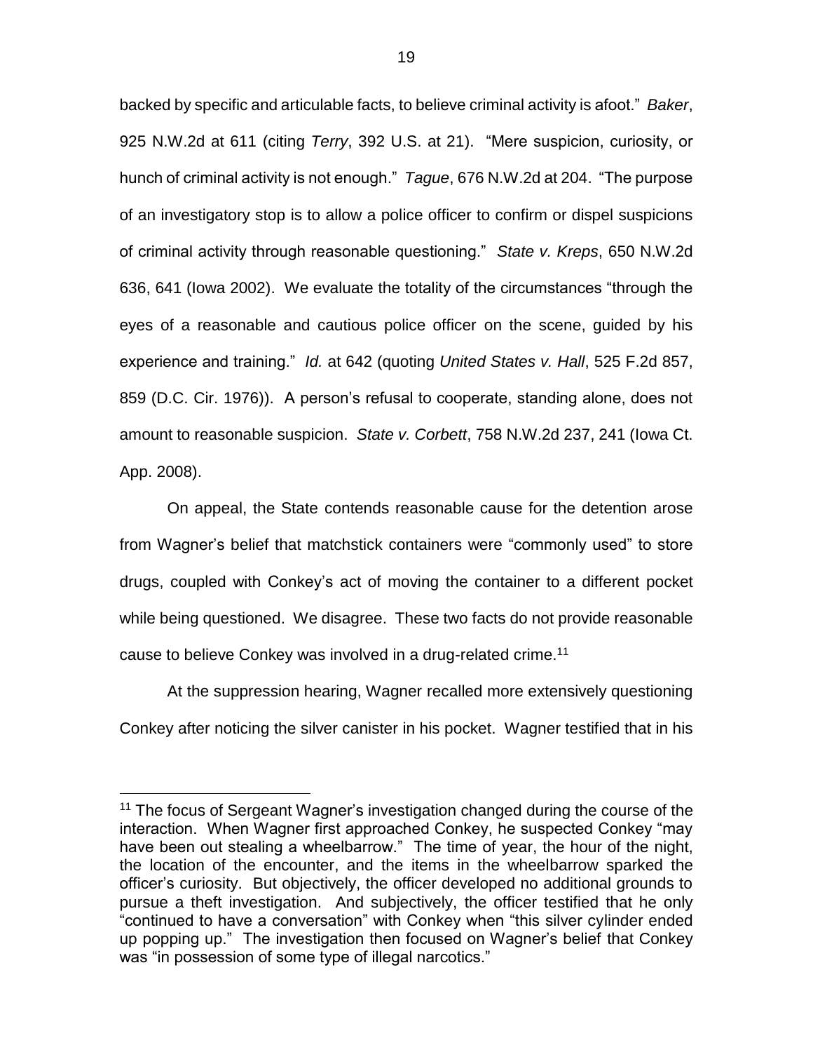backed by specific and articulable facts, to believe criminal activity is afoot." *Baker*, 925 N.W.2d at 611 (citing *Terry*, 392 U.S. at 21). "Mere suspicion, curiosity, or hunch of criminal activity is not enough." *Tague*, 676 N.W.2d at 204. "The purpose of an investigatory stop is to allow a police officer to confirm or dispel suspicions of criminal activity through reasonable questioning." *State v. Kreps*, 650 N.W.2d 636, 641 (Iowa 2002). We evaluate the totality of the circumstances "through the eyes of a reasonable and cautious police officer on the scene, guided by his experience and training." *Id.* at 642 (quoting *United States v. Hall*, 525 F.2d 857, 859 (D.C. Cir. 1976)). A person's refusal to cooperate, standing alone, does not amount to reasonable suspicion. *State v. Corbett*, 758 N.W.2d 237, 241 (Iowa Ct. App. 2008).

On appeal, the State contends reasonable cause for the detention arose from Wagner's belief that matchstick containers were "commonly used" to store drugs, coupled with Conkey's act of moving the container to a different pocket while being questioned. We disagree. These two facts do not provide reasonable cause to believe Conkey was involved in a drug-related crime.[11]

At the suppression hearing, Wagner recalled more extensively questioning Conkey after noticing the silver canister in his pocket. Wagner testified that in his

---

[11] The focus of Sergeant Wagner's investigation changed during the course of the interaction. When Wagner first approached Conkey, he suspected Conkey "may have been out stealing a wheelbarrow." The time of year, the hour of the night, the location of the encounter, and the items in the wheelbarrow sparked the officer's curiosity. But objectively, the officer developed no additional grounds to pursue a theft investigation. And subjectively, the officer testified that he only "continued to have a conversation" with Conkey when "this silver cylinder ended up popping up." The investigation then focused on Wagner's belief that Conkey was "in possession of some type of illegal narcotics."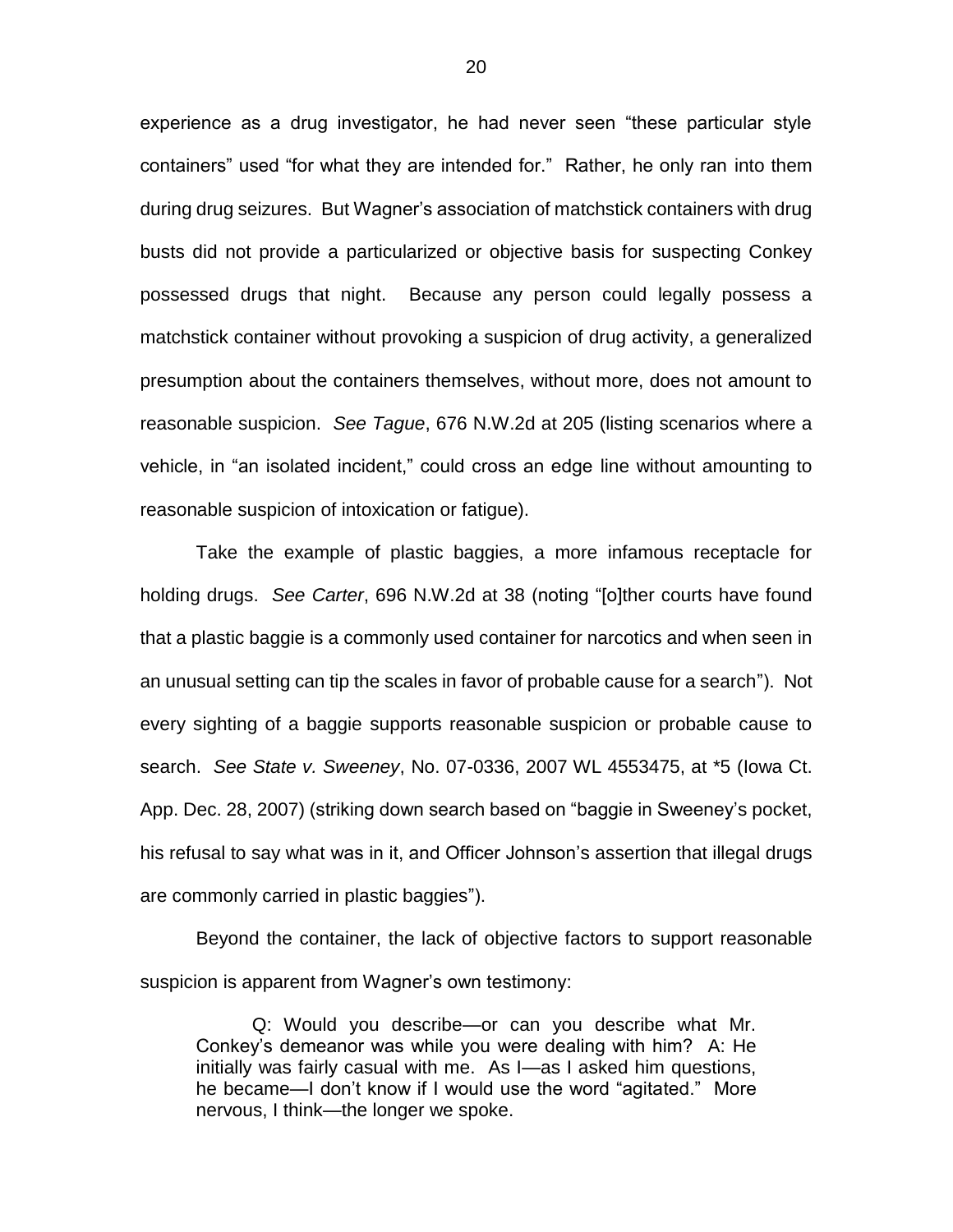experience as a drug investigator, he had never seen "these particular style containers" used "for what they are intended for." Rather, he only ran into them during drug seizures. But Wagner's association of matchstick containers with drug busts did not provide a particularized or objective basis for suspecting Conkey possessed drugs that night. Because any person could legally possess a matchstick container without provoking a suspicion of drug activity, a generalized presumption about the containers themselves, without more, does not amount to reasonable suspicion. *See Tague*, 676 N.W.2d at 205 (listing scenarios where a vehicle, in "an isolated incident," could cross an edge line without amounting to reasonable suspicion of intoxication or fatigue).

Take the example of plastic baggies, a more infamous receptacle for holding drugs. *See Carter*, 696 N.W.2d at 38 (noting "[o]ther courts have found that a plastic baggie is a commonly used container for narcotics and when seen in an unusual setting can tip the scales in favor of probable cause for a search"). Not every sighting of a baggie supports reasonable suspicion or probable cause to search. *See State v. Sweeney*, No. 07-0336, 2007 WL 4553475, at *5 (Iowa Ct. App. Dec. 28, 2007) (striking down search based on "baggie in Sweeney's pocket, his refusal to say what was in it, and Officer Johnson's assertion that illegal drugs are commonly carried in plastic baggies").

Beyond the container, the lack of objective factors to support reasonable suspicion is apparent from Wagner's own testimony:

> Q: Would you describe—or can you describe what Mr. Conkey's demeanor was while you were dealing with him? A: He initially was fairly casual with me. As I—as I asked him questions, he became—I don't know if I would use the word "agitated." More nervous, I think—the longer we spoke.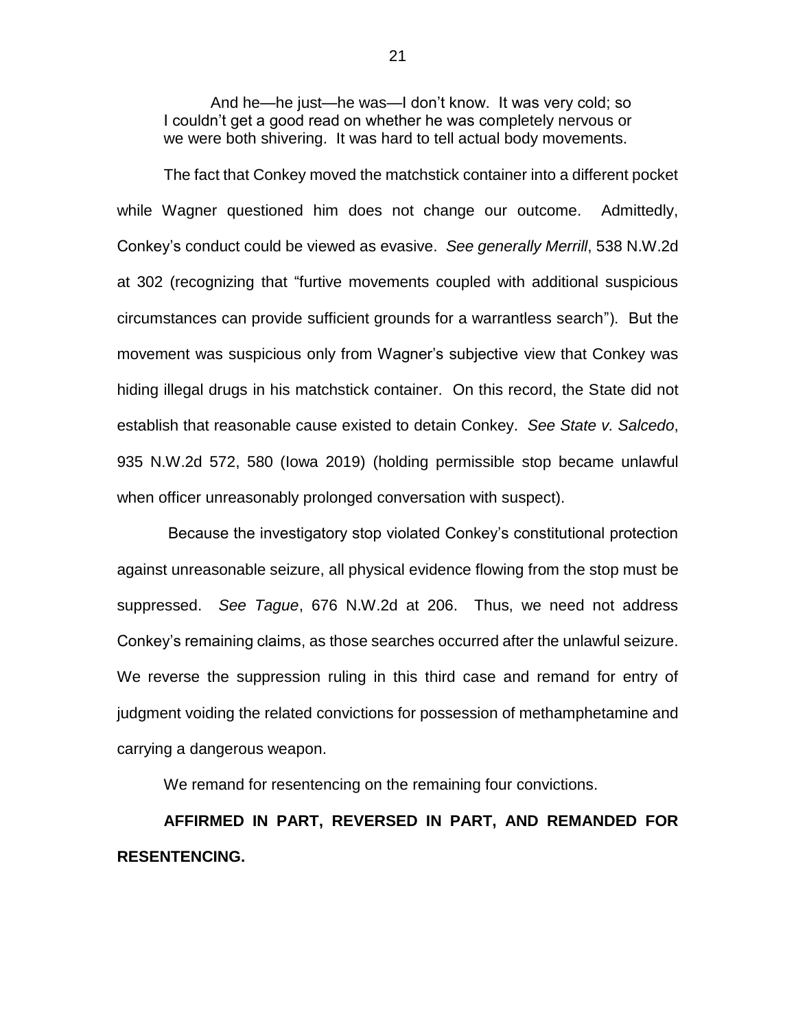> And he—he just—he was—I don't know. It was very cold; so I couldn't get a good read on whether he was completely nervous or we were both shivering. It was hard to tell actual body movements.

The fact that Conkey moved the matchstick container into a different pocket while Wagner questioned him does not change our outcome. Admittedly, Conkey's conduct could be viewed as evasive. *See generally Merrill*, 538 N.W.2d at 302 (recognizing that "furtive movements coupled with additional suspicious circumstances can provide sufficient grounds for a warrantless search"). But the movement was suspicious only from Wagner's subjective view that Conkey was hiding illegal drugs in his matchstick container. On this record, the State did not establish that reasonable cause existed to detain Conkey. *See State v. Salcedo*, 935 N.W.2d 572, 580 (Iowa 2019) (holding permissible stop became unlawful when officer unreasonably prolonged conversation with suspect).

Because the investigatory stop violated Conkey's constitutional protection against unreasonable seizure, all physical evidence flowing from the stop must be suppressed. *See Tague*, 676 N.W.2d at 206. Thus, we need not address Conkey's remaining claims, as those searches occurred after the unlawful seizure. We reverse the suppression ruling in this third case and remand for entry of judgment voiding the related convictions for possession of methamphetamine and carrying a dangerous weapon.

We remand for resentencing on the remaining four convictions.

**AFFIRMED IN PART, REVERSED IN PART, AND REMANDED FOR RESENTENCING.**